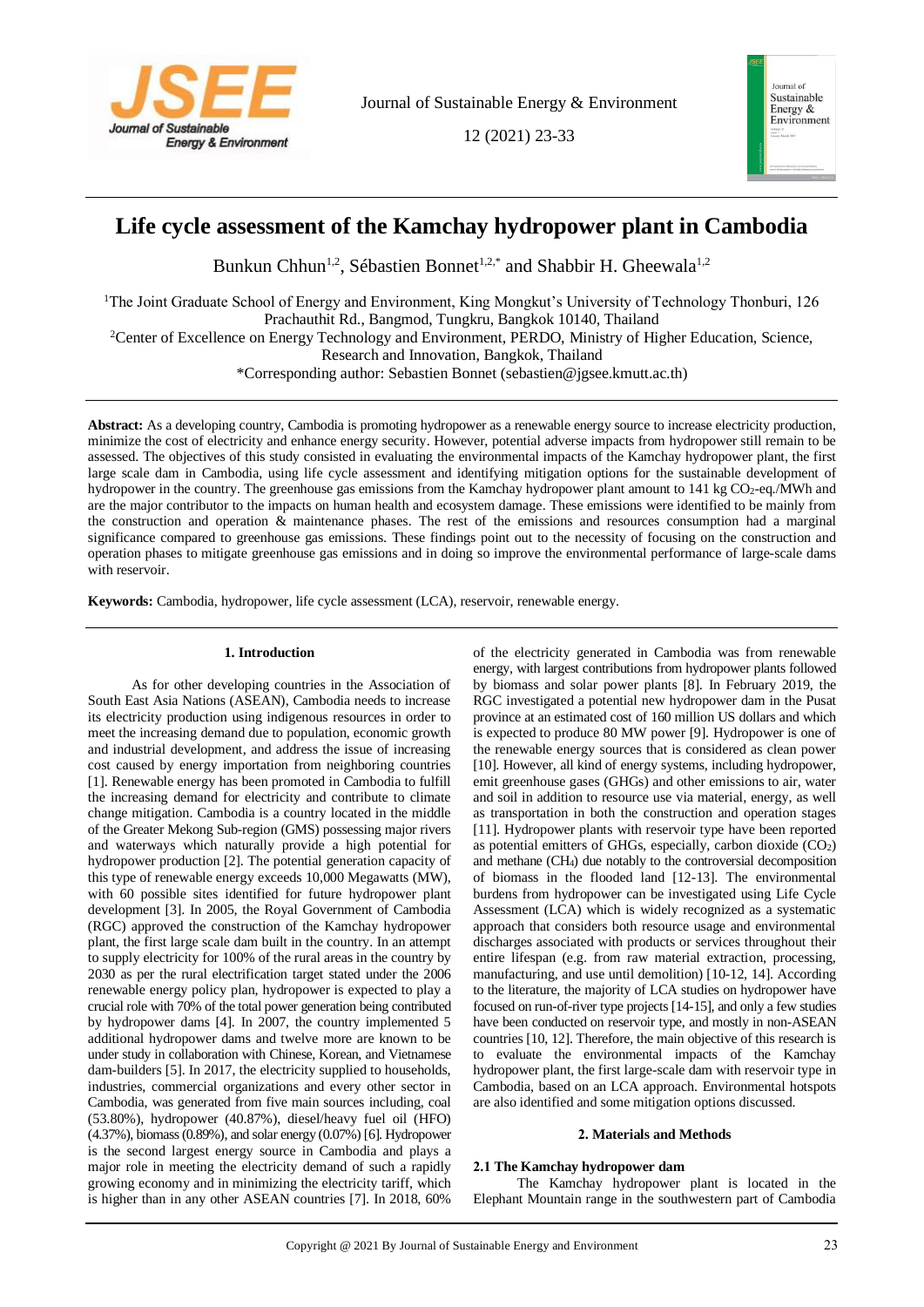# Life cycle assessment of the Kamchay hydropower plant in Cambodia

Bunkun Chhun[1,2], Sébastien Bonnet[1,2,*] and Shabbir H. Gheewala[1,2]

[1]The Joint Graduate School of Energy and Environment, King Mongkut's University of Technology Thonburi, 126 Prachauthit Rd., Bangmod, Tungkru, Bangkok 10140, Thailand

[2]Center of Excellence on Energy Technology and Environment, PERDO, Ministry of Higher Education, Science, Research and Innovation, Bangkok, Thailand

*Corresponding author: Sebastien Bonnet (sebastien@jgsee.kmutt.ac.th)

**Abstract:** As a developing country, Cambodia is promoting hydropower as a renewable energy source to increase electricity production, minimize the cost of electricity and enhance energy security. However, potential adverse impacts from hydropower still remain to be assessed. The objectives of this study consisted in evaluating the environmental impacts of the Kamchay hydropower plant, the first large scale dam in Cambodia, using life cycle assessment and identifying mitigation options for the sustainable development of hydropower in the country. The greenhouse gas emissions from the Kamchay hydropower plant amount to 141 kg $CO_2$-eq./MWh and are the major contributor to the impacts on human health and ecosystem damage. These emissions were identified to be mainly from the construction and operation & maintenance phases. The rest of the emissions and resources consumption had a marginal significance compared to greenhouse gas emissions. These findings point out to the necessity of focusing on the construction and operation phases to mitigate greenhouse gas emissions and in doing so improve the environmental performance of large-scale dams with reservoir.

**Keywords:** Cambodia, hydropower, life cycle assessment (LCA), reservoir, renewable energy.

## 1. Introduction

As for other developing countries in the Association of South East Asia Nations (ASEAN), Cambodia needs to increase its electricity production using indigenous resources in order to meet the increasing demand due to population, economic growth and industrial development, and address the issue of increasing cost caused by energy importation from neighboring countries [1]. Renewable energy has been promoted in Cambodia to fulfill the increasing demand for electricity and contribute to climate change mitigation. Cambodia is a country located in the middle of the Greater Mekong Sub-region (GMS) possessing major rivers and waterways which naturally provide a high potential for hydropower production [2]. The potential generation capacity of this type of renewable energy exceeds 10,000 Megawatts (MW), with 60 possible sites identified for future hydropower plant development [3]. In 2005, the Royal Government of Cambodia (RGC) approved the construction of the Kamchay hydropower plant, the first large scale dam built in the country. In an attempt to supply electricity for 100% of the rural areas in the country by 2030 as per the rural electrification target stated under the 2006 renewable energy policy plan, hydropower is expected to play a crucial role with 70% of the total power generation being contributed by hydropower dams [4]. In 2007, the country implemented 5 additional hydropower dams and twelve more are known to be under study in collaboration with Chinese, Korean, and Vietnamese dam-builders [5]. In 2017, the electricity supplied to households, industries, commercial organizations and every other sector in Cambodia, was generated from five main sources including, coal (53.80%), hydropower (40.87%), diesel/heavy fuel oil (HFO) (4.37%), biomass (0.89%), and solar energy (0.07%) [6]. Hydropower is the second largest energy source in Cambodia and plays a major role in meeting the electricity demand of such a rapidly growing economy and in minimizing the electricity tariff, which is higher than in any other ASEAN countries [7]. In 2018, 60% of the electricity generated in Cambodia was from renewable energy, with largest contributions from hydropower plants followed by biomass and solar power plants [8]. In February 2019, the RGC investigated a potential new hydropower dam in the Pusat province at an estimated cost of 160 million US dollars and which is expected to produce 80 MW power [9]. Hydropower is one of the renewable energy sources that is considered as clean power [10]. However, all kind of energy systems, including hydropower, emit greenhouse gases (GHGs) and other emissions to air, water and soil in addition to resource use via material, energy, as well as transportation in both the construction and operation stages [11]. Hydropower plants with reservoir type have been reported as potential emitters of GHGs, especially, carbon dioxide ($CO_2$) and methane ($CH_4$) due notably to the controversial decomposition of biomass in the flooded land [12-13]. The environmental burdens from hydropower can be investigated using Life Cycle Assessment (LCA) which is widely recognized as a systematic approach that considers both resource usage and environmental discharges associated with products or services throughout their entire lifespan (e.g. from raw material extraction, processing, manufacturing, and use until demolition) [10-12, 14]. According to the literature, the majority of LCA studies on hydropower have focused on run-of-river type projects [14-15], and only a few studies have been conducted on reservoir type, and mostly in non-ASEAN countries [10, 12]. Therefore, the main objective of this research is to evaluate the environmental impacts of the Kamchay hydropower plant, the first large-scale dam with reservoir type in Cambodia, based on an LCA approach. Environmental hotspots are also identified and some mitigation options discussed.

## 2. Materials and Methods

### 2.1 The Kamchay hydropower dam

The Kamchay hydropower plant is located in the Elephant Mountain range in the southwestern part of Cambodia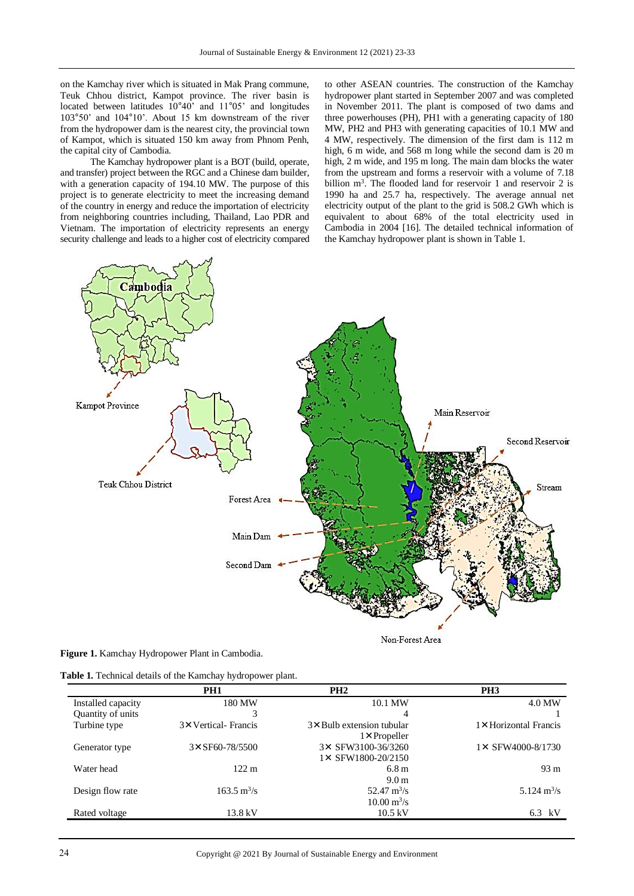on the Kamchay river which is situated in Mak Prang commune, Teuk Chhou district, Kampot province. The river basin is located between latitudes 10°40' and 11°05' and longitudes 103°50' and 104°10'. About 15 km downstream of the river from the hydropower dam is the nearest city, the provincial town of Kampot, which is situated 150 km away from Phnom Penh, the capital city of Cambodia.

The Kamchay hydropower plant is a BOT (build, operate, and transfer) project between the RGC and a Chinese dam builder, with a generation capacity of 194.10 MW. The purpose of this project is to generate electricity to meet the increasing demand of the country in energy and reduce the importation of electricity from neighboring countries including, Thailand, Lao PDR and Vietnam. The importation of electricity represents an energy security challenge and leads to a higher cost of electricity compared to other ASEAN countries. The construction of the Kamchay hydropower plant started in September 2007 and was completed in November 2011. The plant is composed of two dams and three powerhouses (PH), PH1 with a generating capacity of 180 MW, PH2 and PH3 with generating capacities of 10.1 MW and 4 MW, respectively. The dimension of the first dam is 112 m high, 6 m wide, and 568 m long while the second dam is 20 m high, 2 m wide, and 195 m long. The main dam blocks the water from the upstream and forms a reservoir with a volume of 7.18 billion m$^3$. The flooded land for reservoir 1 and reservoir 2 is 1990 ha and 25.7 ha, respectively. The average annual net electricity output of the plant to the grid is 508.2 GWh which is equivalent to about 68% of the total electricity used in Cambodia in 2004 [16]. The detailed technical information of the Kamchay hydropower plant is shown in Table 1.

**Figure 1.** Kamchay Hydropower Plant in Cambodia.

**Table 1.** Technical details of the Kamchay hydropower plant.

| | PH1 | PH2 | PH3 |
|---|---|---|---|
| Installed capacity | 180 MW | 10.1 MW | 4.0 MW |
| Quantity of units | 3 | 4 | 1 |
| Turbine type | 3× Vertical- Francis | 3× Bulb extension tubular<br>1× Propeller | 1× Horizontal Francis |
| Generator type | 3× SF60-78/5500 | 3× SFW3100-36/3260<br>1× SFW1800-20/2150 | 1× SFW4000-8/1730 |
| Water head | 122 m | 6.8 m<br>9.0 m | 93 m |
| Design flow rate | 163.5 m$^3$/s | 52.47 m$^3$/s<br>10.00 m$^3$/s | 5.124 m$^3$/s |
| Rated voltage | 13.8 kV | 10.5 kV | 6.3 kV |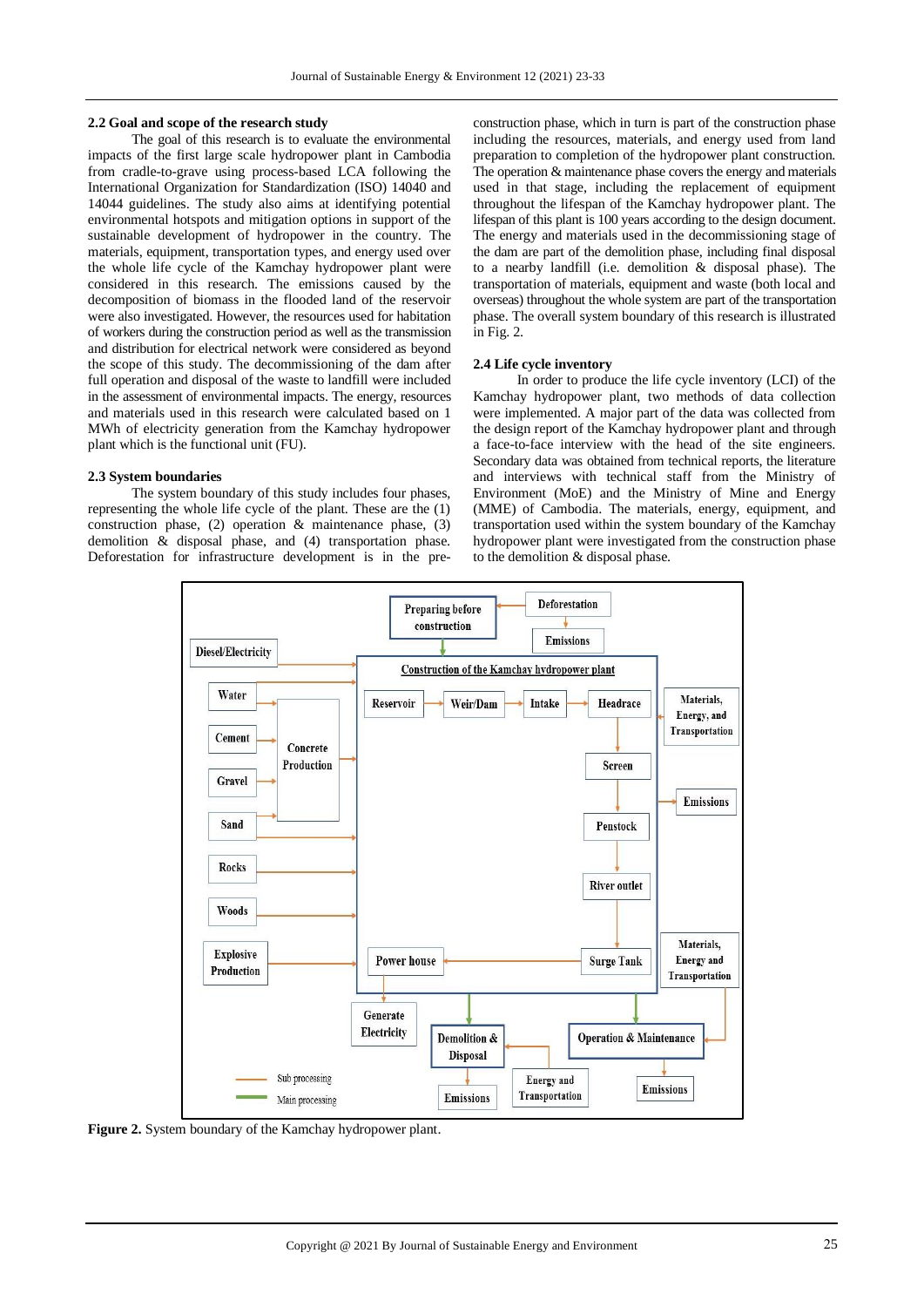### 2.2 Goal and scope of the research study

The goal of this research is to evaluate the environmental impacts of the first large scale hydropower plant in Cambodia from cradle-to-grave using process-based LCA following the International Organization for Standardization (ISO) 14040 and 14044 guidelines. The study also aims at identifying potential environmental hotspots and mitigation options in support of the sustainable development of hydropower in the country. The materials, equipment, transportation types, and energy used over the whole life cycle of the Kamchay hydropower plant were considered in this research. The emissions caused by the decomposition of biomass in the flooded land of the reservoir were also investigated. However, the resources used for habitation of workers during the construction period as well as the transmission and distribution for electrical network were considered as beyond the scope of this study. The decommissioning of the dam after full operation and disposal of the waste to landfill were included in the assessment of environmental impacts. The energy, resources and materials used in this research were calculated based on 1 MWh of electricity generation from the Kamchay hydropower plant which is the functional unit (FU).

### 2.3 System boundaries

The system boundary of this study includes four phases, representing the whole life cycle of the plant. These are the (1) construction phase, (2) operation & maintenance phase, (3) demolition & disposal phase, and (4) transportation phase. Deforestation for infrastructure development is in the pre-construction phase, which in turn is part of the construction phase including the resources, materials, and energy used from land preparation to completion of the hydropower plant construction. The operation & maintenance phase covers the energy and materials used in that stage, including the replacement of equipment throughout the lifespan of the Kamchay hydropower plant. The lifespan of this plant is 100 years according to the design document. The energy and materials used in the decommissioning stage of the dam are part of the demolition phase, including final disposal to a nearby landfill (i.e. demolition & disposal phase). The transportation of materials, equipment and waste (both local and overseas) throughout the whole system are part of the transportation phase. The overall system boundary of this research is illustrated in Fig. 2.

### 2.4 Life cycle inventory

In order to produce the life cycle inventory (LCI) of the Kamchay hydropower plant, two methods of data collection were implemented. A major part of the data was collected from the design report of the Kamchay hydropower plant and through a face-to-face interview with the head of the site engineers. Secondary data was obtained from technical reports, the literature and interviews with technical staff from the Ministry of Environment (MoE) and the Ministry of Mine and Energy (MME) of Cambodia. The materials, energy, equipment, and transportation used within the system boundary of the Kamchay hydropower plant were investigated from the construction phase to the demolition & disposal phase.

**Figure 2.** System boundary of the Kamchay hydropower plant.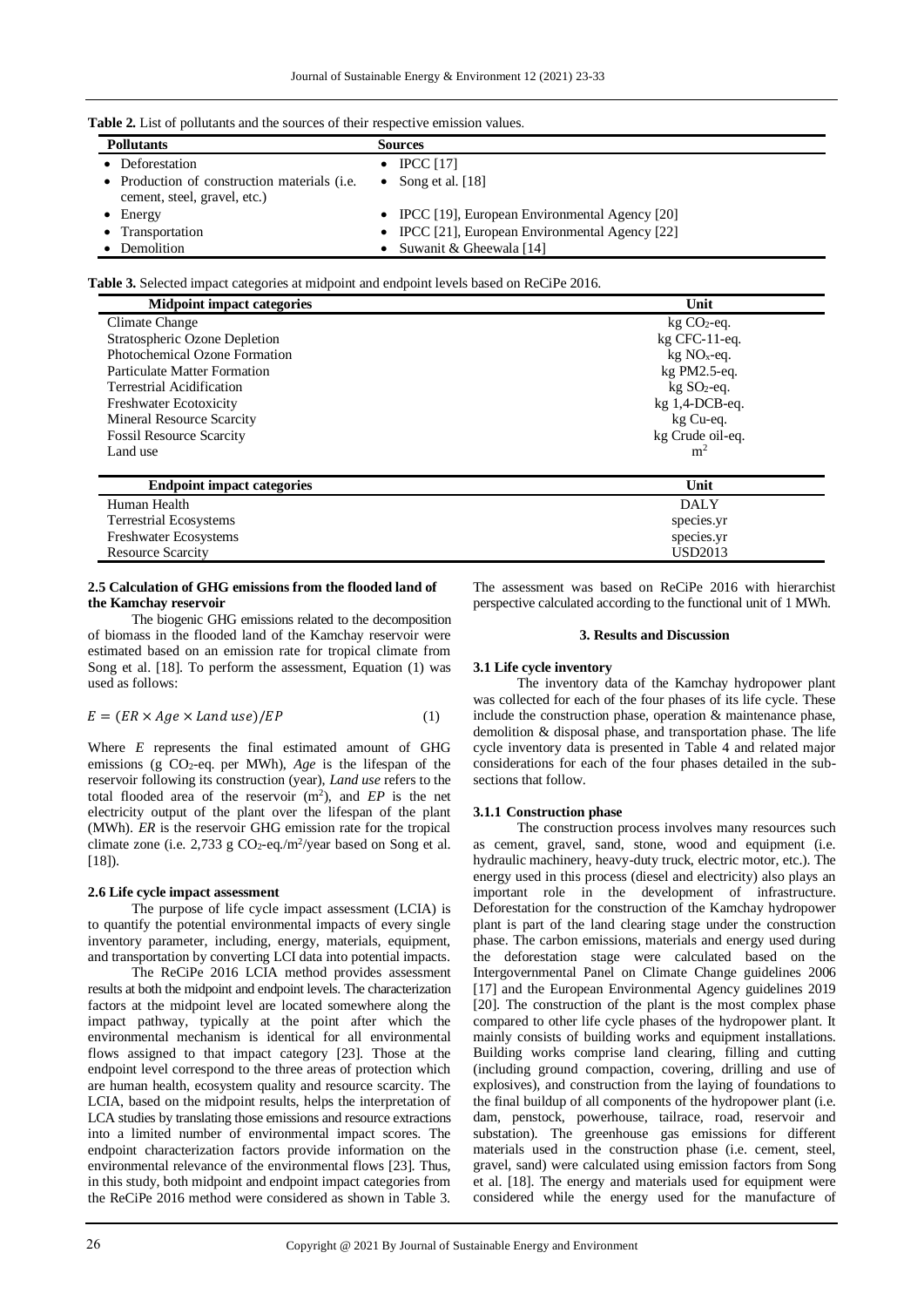**Table 2.** List of pollutants and the sources of their respective emission values.

| Pollutants | Sources |
|---|---|
| • Deforestation | • IPCC [17] |
| • Production of construction materials (i.e. cement, steel, gravel, etc.) | • Song et al. [18] |
| • Energy | • IPCC [19], European Environmental Agency [20] |
| • Transportation | • IPCC [21], European Environmental Agency [22] |
| • Demolition | • Suwanit & Gheewala [14] |

**Table 3.** Selected impact categories at midpoint and endpoint levels based on ReCiPe 2016.

| Midpoint impact categories | Unit |
|---|---|
| Climate Change | kg $CO_2$-eq. |
| Stratospheric Ozone Depletion | kg CFC-11-eq. |
| Photochemical Ozone Formation | kg $NO_x$-eq. |
| Particulate Matter Formation | kg PM2.5-eq. |
| Terrestrial Acidification | kg $SO_2$-eq. |
| Freshwater Ecotoxicity | kg 1,4-DCB-eq. |
| Mineral Resource Scarcity | kg Cu-eq. |
| Fossil Resource Scarcity | kg Crude oil-eq. |
| Land use | $m^2$ |
| **Endpoint impact categories** | **Unit** |
| Human Health | DALY |
| Terrestrial Ecosystems | species.yr |
| Freshwater Ecosystems | species.yr |
| Resource Scarcity | USD2013 |

### 2.5 Calculation of GHG emissions from the flooded land of the Kamchay reservoir

The biogenic GHG emissions related to the decomposition of biomass in the flooded land of the Kamchay reservoir were estimated based on an emission rate for tropical climate from Song et al. [18]. To perform the assessment, Equation (1) was used as follows:

$$E = (ER \times Age \times Land\ use)/EP \quad (1)$$

Where $E$ represents the final estimated amount of GHG emissions (g $CO_2$-eq. per MWh), $Age$ is the lifespan of the reservoir following its construction (year), $Land\ use$ refers to the total flooded area of the reservoir ($m^2$), and $EP$ is the net electricity output of the plant over the lifespan of the plant (MWh). $ER$ is the reservoir GHG emission rate for the tropical climate zone (i.e. 2,733 g $CO_2$-eq./$m^2$/year based on Song et al. [18]).

### 2.6 Life cycle impact assessment

The purpose of life cycle impact assessment (LCIA) is to quantify the potential environmental impacts of every single inventory parameter, including, energy, materials, equipment, and transportation by converting LCI data into potential impacts.

The ReCiPe 2016 LCIA method provides assessment results at both the midpoint and endpoint levels. The characterization factors at the midpoint level are located somewhere along the impact pathway, typically at the point after which the environmental mechanism is identical for all environmental flows assigned to that impact category [23]. Those at the endpoint level correspond to the three areas of protection which are human health, ecosystem quality and resource scarcity. The LCIA, based on the midpoint results, helps the interpretation of LCA studies by translating those emissions and resource extractions into a limited number of environmental impact scores. The endpoint characterization factors provide information on the environmental relevance of the environmental flows [23]. Thus, in this study, both midpoint and endpoint impact categories from the ReCiPe 2016 method were considered as shown in Table 3. The assessment was based on ReCiPe 2016 with hierarchist perspective calculated according to the functional unit of 1 MWh.

## 3. Results and Discussion

### 3.1 Life cycle inventory

The inventory data of the Kamchay hydropower plant was collected for each of the four phases of its life cycle. These include the construction phase, operation & maintenance phase, demolition & disposal phase, and transportation phase. The life cycle inventory data is presented in Table 4 and related major considerations for each of the four phases detailed in the sub-sections that follow.

#### 3.1.1 Construction phase

The construction process involves many resources such as cement, gravel, sand, stone, wood and equipment (i.e. hydraulic machinery, heavy-duty truck, electric motor, etc.). The energy used in this process (diesel and electricity) also plays an important role in the development of infrastructure. Deforestation for the construction of the Kamchay hydropower plant is part of the land clearing stage under the construction phase. The carbon emissions, materials and energy used during the deforestation stage were calculated based on the Intergovernmental Panel on Climate Change guidelines 2006 [17] and the European Environmental Agency guidelines 2019 [20]. The construction of the plant is the most complex phase compared to other life cycle phases of the hydropower plant. It mainly consists of building works and equipment installations. Building works comprise land clearing, filling and cutting (including ground compaction, covering, drilling and use of explosives), and construction from the laying of foundations to the final buildup of all components of the hydropower plant (i.e. dam, penstock, powerhouse, tailrace, road, reservoir and substation). The greenhouse gas emissions for different materials used in the construction phase (i.e. cement, steel, gravel, sand) were calculated using emission factors from Song et al. [18]. The energy and materials used for equipment were considered while the energy used for the manufacture of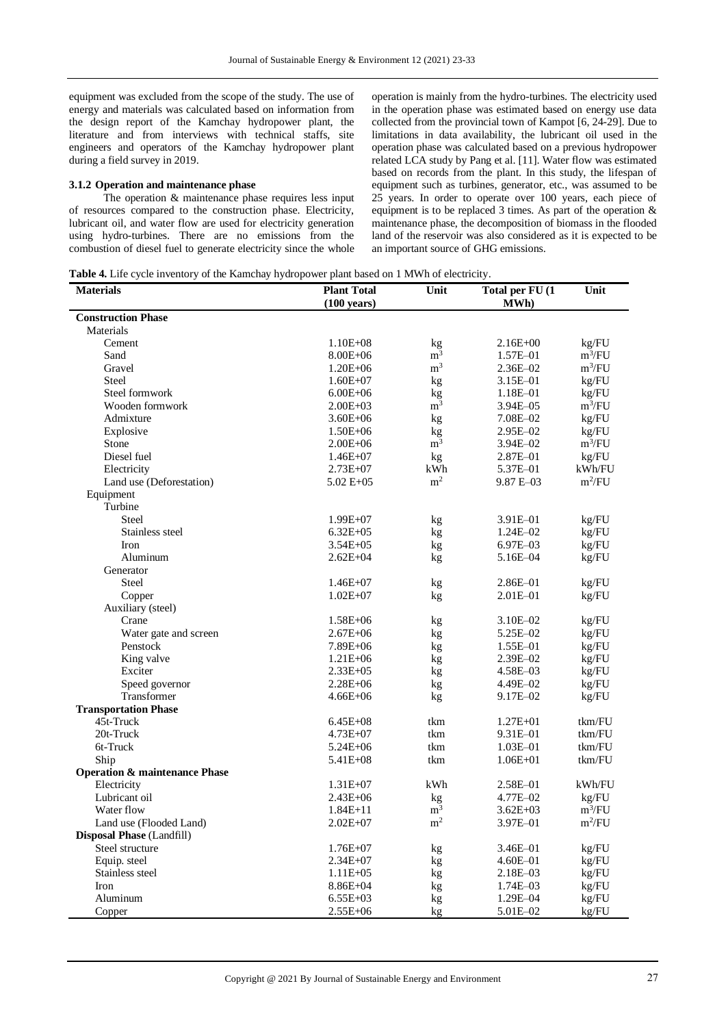equipment was excluded from the scope of the study. The use of energy and materials was calculated based on information from the design report of the Kamchay hydropower plant, the literature and from interviews with technical staffs, site engineers and operators of the Kamchay hydropower plant during a field survey in 2019.

### 3.1.2 Operation and maintenance phase

The operation & maintenance phase requires less input of resources compared to the construction phase. Electricity, lubricant oil, and water flow are used for electricity generation using hydro-turbines. There are no emissions from the combustion of diesel fuel to generate electricity since the whole operation is mainly from the hydro-turbines. The electricity used in the operation phase was estimated based on energy use data collected from the provincial town of Kampot [6, 24-29]. Due to limitations in data availability, the lubricant oil used in the operation phase was calculated based on a previous hydropower related LCA study by Pang et al. [11]. Water flow was estimated based on records from the plant. In this study, the lifespan of equipment such as turbines, generator, etc., was assumed to be 25 years. In order to operate over 100 years, each piece of equipment is to be replaced 3 times. As part of the operation & maintenance phase, the decomposition of biomass in the flooded land of the reservoir was also considered as it is expected to be an important source of GHG emissions.

**Table 4.** Life cycle inventory of the Kamchay hydropower plant based on 1 MWh of electricity.

| Materials | Plant Total (100 years) | Unit | Total per FU (1 MWh) | Unit |
|---|---|---|---|---|
| **Construction Phase** | | | | |
| Materials | | | | |
| Cement | 1.10E+08 | kg | 2.16E+00 | kg/FU |
| Sand | 8.00E+06 | $m^3$ | 1.57E–01 | $m^3$/FU |
| Gravel | 1.20E+06 | $m^3$ | 2.36E–02 | $m^3$/FU |
| Steel | 1.60E+07 | kg | 3.15E–01 | kg/FU |
| Steel formwork | 6.00E+06 | kg | 1.18E–01 | kg/FU |
| Wooden formwork | 2.00E+03 | $m^3$ | 3.94E–05 | $m^3$/FU |
| Admixture | 3.60E+06 | kg | 7.08E–02 | kg/FU |
| Explosive | 1.50E+06 | kg | 2.95E–02 | kg/FU |
| Stone | 2.00E+06 | $m^3$ | 3.94E–02 | $m^3$/FU |
| Diesel fuel | 1.46E+07 | kg | 2.87E–01 | kg/FU |
| Electricity | 2.73E+07 | kWh | 5.37E–01 | kWh/FU |
| Land use (Deforestation) | 5.02 E+05 | $m^2$ | 9.87 E–03 | $m^2$/FU |
| Equipment | | | | |
| Turbine | | | | |
| Steel | 1.99E+07 | kg | 3.91E–01 | kg/FU |
| Stainless steel | 6.32E+05 | kg | 1.24E–02 | kg/FU |
| Iron | 3.54E+05 | kg | 6.97E–03 | kg/FU |
| Aluminum | 2.62E+04 | kg | 5.16E–04 | kg/FU |
| Generator | | | | |
| Steel | 1.46E+07 | kg | 2.86E–01 | kg/FU |
| Copper | 1.02E+07 | kg | 2.01E–01 | kg/FU |
| Auxiliary (steel) | | | | |
| Crane | 1.58E+06 | kg | 3.10E–02 | kg/FU |
| Water gate and screen | 2.67E+06 | kg | 5.25E–02 | kg/FU |
| Penstock | 7.89E+06 | kg | 1.55E–01 | kg/FU |
| King valve | 1.21E+06 | kg | 2.39E–02 | kg/FU |
| Exciter | 2.33E+05 | kg | 4.58E–03 | kg/FU |
| Speed governor | 2.28E+06 | kg | 4.49E–02 | kg/FU |
| Transformer | 4.66E+06 | kg | 9.17E–02 | kg/FU |
| **Transportation Phase** | | | | |
| 45t-Truck | 6.45E+08 | tkm | 1.27E+01 | tkm/FU |
| 20t-Truck | 4.73E+07 | tkm | 9.31E–01 | tkm/FU |
| 6t-Truck | 5.24E+06 | tkm | 1.03E–01 | tkm/FU |
| Ship | 5.41E+08 | tkm | 1.06E+01 | tkm/FU |
| **Operation & maintenance Phase** | | | | |
| Electricity | 1.31E+07 | kWh | 2.58E–01 | kWh/FU |
| Lubricant oil | 2.43E+06 | kg | 4.77E–02 | kg/FU |
| Water flow | 1.84E+11 | $m^3$ | 3.62E+03 | $m^3$/FU |
| Land use (Flooded Land) | 2.02E+07 | $m^2$ | 3.97E–01 | $m^2$/FU |
| **Disposal Phase** (Landfill) | | | | |
| Steel structure | 1.76E+07 | kg | 3.46E–01 | kg/FU |
| Equip. steel | 2.34E+07 | kg | 4.60E–01 | kg/FU |
| Stainless steel | 1.11E+05 | kg | 2.18E–03 | kg/FU |
| Iron | 8.86E+04 | kg | 1.74E–03 | kg/FU |
| Aluminum | 6.55E+03 | kg | 1.29E–04 | kg/FU |
| Copper | 2.55E+06 | kg | 5.01E–02 | kg/FU |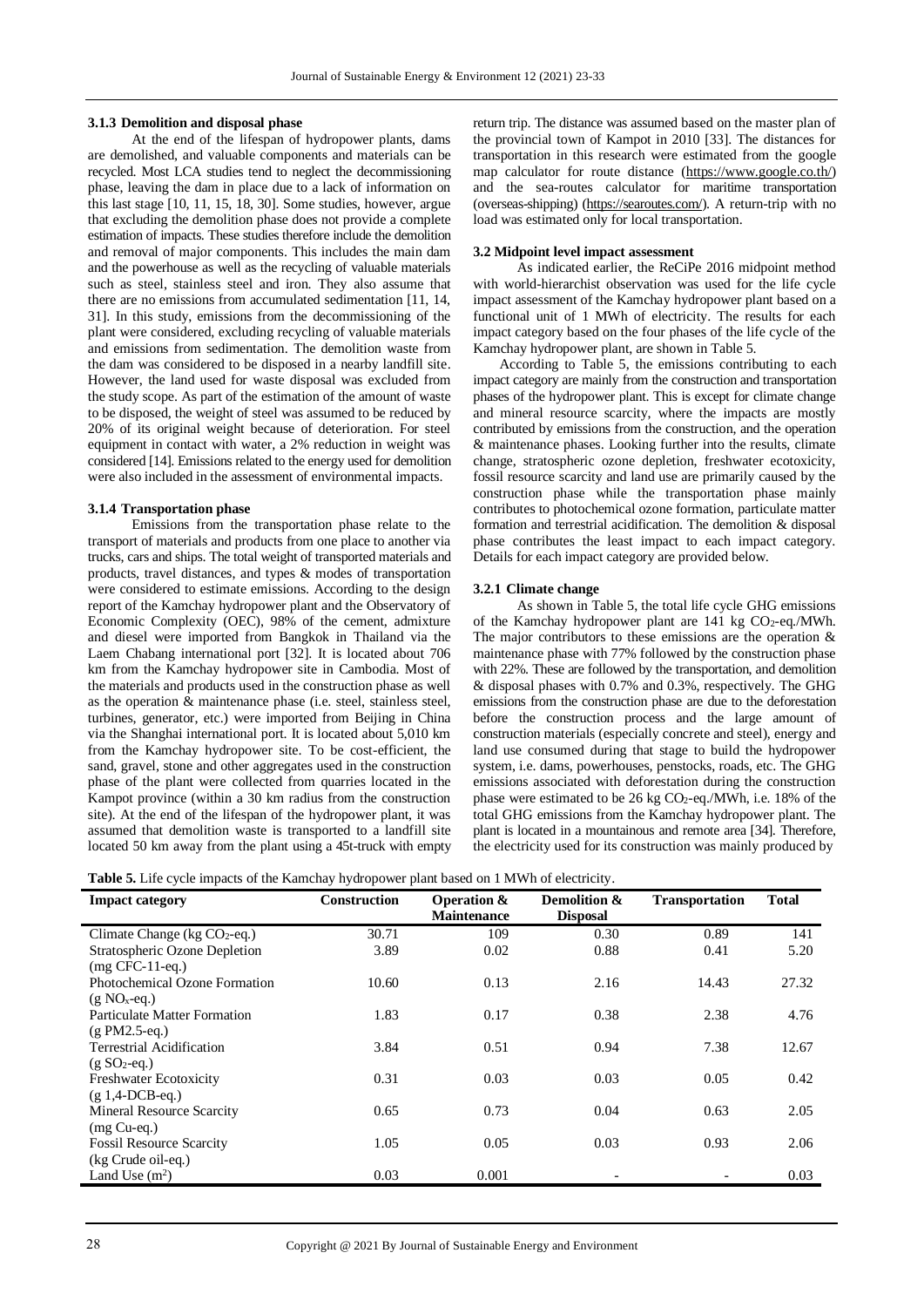### 3.1.3 Demolition and disposal phase

At the end of the lifespan of hydropower plants, dams are demolished, and valuable components and materials can be recycled. Most LCA studies tend to neglect the decommissioning phase, leaving the dam in place due to a lack of information on this last stage [10, 11, 15, 18, 30]. Some studies, however, argue that excluding the demolition phase does not provide a complete estimation of impacts. These studies therefore include the demolition and removal of major components. This includes the main dam and the powerhouse as well as the recycling of valuable materials such as steel, stainless steel and iron. They also assume that there are no emissions from accumulated sedimentation [11, 14, 31]. In this study, emissions from the decommissioning of the plant were considered, excluding recycling of valuable materials and emissions from sedimentation. The demolition waste from the dam was considered to be disposed in a nearby landfill site. However, the land used for waste disposal was excluded from the study scope. As part of the estimation of the amount of waste to be disposed, the weight of steel was assumed to be reduced by 20% of its original weight because of deterioration. For steel equipment in contact with water, a 2% reduction in weight was considered [14]. Emissions related to the energy used for demolition were also included in the assessment of environmental impacts.

### 3.1.4 Transportation phase

Emissions from the transportation phase relate to the transport of materials and products from one place to another via trucks, cars and ships. The total weight of transported materials and products, travel distances, and types & modes of transportation were considered to estimate emissions. According to the design report of the Kamchay hydropower plant and the Observatory of Economic Complexity (OEC), 98% of the cement, admixture and diesel were imported from Bangkok in Thailand via the Laem Chabang international port [32]. It is located about 706 km from the Kamchay hydropower site in Cambodia. Most of the materials and products used in the construction phase as well as the operation & maintenance phase (i.e. steel, stainless steel, turbines, generator, etc.) were imported from Beijing in China via the Shanghai international port. It is located about 5,010 km from the Kamchay hydropower site. To be cost-efficient, the sand, gravel, stone and other aggregates used in the construction phase of the plant were collected from quarries located in the Kampot province (within a 30 km radius from the construction site). At the end of the lifespan of the hydropower plant, it was assumed that demolition waste is transported to a landfill site located 50 km away from the plant using a 45t-truck with empty return trip. The distance was assumed based on the master plan of the provincial town of Kampot in 2010 [33]. The distances for transportation in this research were estimated from the google map calculator for route distance (https://www.google.co.th/) and the sea-routes calculator for maritime transportation (overseas-shipping) (https://searoutes.com/). A return-trip with no load was estimated only for local transportation.

## 3.2 Midpoint level impact assessment

As indicated earlier, the ReCiPe 2016 midpoint method with world-hierarchist observation was used for the life cycle impact assessment of the Kamchay hydropower plant based on a functional unit of 1 MWh of electricity. The results for each impact category based on the four phases of the life cycle of the Kamchay hydropower plant, are shown in Table 5.

According to Table 5, the emissions contributing to each impact category are mainly from the construction and transportation phases of the hydropower plant. This is except for climate change and mineral resource scarcity, where the impacts are mostly contributed by emissions from the construction, and the operation & maintenance phases. Looking further into the results, climate change, stratospheric ozone depletion, freshwater ecotoxicity, fossil resource scarcity and land use are primarily caused by the construction phase while the transportation phase mainly contributes to photochemical ozone formation, particulate matter formation and terrestrial acidification. The demolition & disposal phase contributes the least impact to each impact category. Details for each impact category are provided below.

### 3.2.1 Climate change

As shown in Table 5, the total life cycle GHG emissions of the Kamchay hydropower plant are 141 kg $CO_2$-eq./MWh. The major contributors to these emissions are the operation & maintenance phase with 77% followed by the construction phase with 22%. These are followed by the transportation, and demolition & disposal phases with 0.7% and 0.3%, respectively. The GHG emissions from the construction phase are due to the deforestation before the construction process and the large amount of construction materials (especially concrete and steel), energy and land use consumed during that stage to build the hydropower system, i.e. dams, powerhouses, penstocks, roads, etc. The GHG emissions associated with deforestation during the construction phase were estimated to be 26 kg $CO_2$-eq./MWh, i.e. 18% of the total GHG emissions from the Kamchay hydropower plant. The plant is located in a mountainous and remote area [34]. Therefore, the electricity used for its construction was mainly produced by

**Table 5.** Life cycle impacts of the Kamchay hydropower plant based on 1 MWh of electricity.

| Impact category | Construction | Operation & Maintenance | Demolition & Disposal | Transportation | Total |
|---|---|---|---|---|---|
| Climate Change (kg $CO_2$-eq.) | 30.71 | 109 | 0.30 | 0.89 | 141 |
| Stratospheric Ozone Depletion (mg CFC-11-eq.) | 3.89 | 0.02 | 0.88 | 0.41 | 5.20 |
| Photochemical Ozone Formation (g $NO_x$-eq.) | 10.60 | 0.13 | 2.16 | 14.43 | 27.32 |
| Particulate Matter Formation (g PM2.5-eq.) | 1.83 | 0.17 | 0.38 | 2.38 | 4.76 |
| Terrestrial Acidification (g $SO_2$-eq.) | 3.84 | 0.51 | 0.94 | 7.38 | 12.67 |
| Freshwater Ecotoxicity (g 1,4-DCB-eq.) | 0.31 | 0.03 | 0.03 | 0.05 | 0.42 |
| Mineral Resource Scarcity (mg Cu-eq.) | 0.65 | 0.73 | 0.04 | 0.63 | 2.05 |
| Fossil Resource Scarcity (kg Crude oil-eq.) | 1.05 | 0.05 | 0.03 | 0.93 | 2.06 |
| Land Use ($m^2$) | 0.03 | 0.001 | - | - | 0.03 |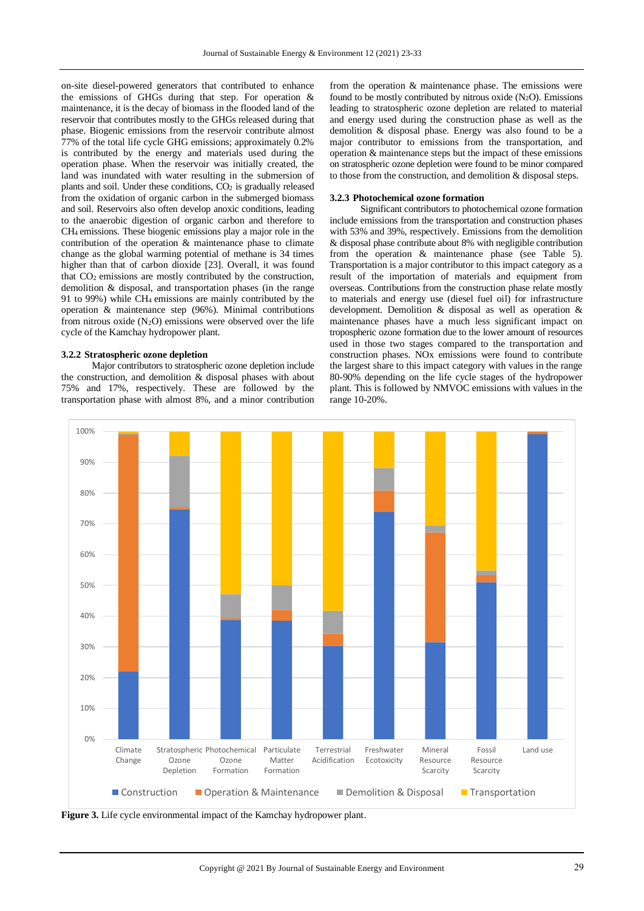on-site diesel-powered generators that contributed to enhance the emissions of GHGs during that step. For operation & maintenance, it is the decay of biomass in the flooded land of the reservoir that contributes mostly to the GHGs released during that phase. Biogenic emissions from the reservoir contribute almost 77% of the total life cycle GHG emissions; approximately 0.2% is contributed by the energy and materials used during the operation phase. When the reservoir was initially created, the land was inundated with water resulting in the submersion of plants and soil. Under these conditions, $CO_2$ is gradually released from the oxidation of organic carbon in the submerged biomass and soil. Reservoirs also often develop anoxic conditions, leading to the anaerobic digestion of organic carbon and therefore to $CH_4$ emissions. These biogenic emissions play a major role in the contribution of the operation & maintenance phase to climate change as the global warming potential of methane is 34 times higher than that of carbon dioxide [23]. Overall, it was found that $CO_2$ emissions are mostly contributed by the construction, demolition & disposal, and transportation phases (in the range 91 to 99%) while $CH_4$ emissions are mainly contributed by the operation & maintenance step (96%). Minimal contributions from nitrous oxide ($N_2O$) emissions were observed over the life cycle of the Kamchay hydropower plant.

### 3.2.2 Stratospheric ozone depletion

Major contributors to stratospheric ozone depletion include the construction, and demolition & disposal phases with about 75% and 17%, respectively. These are followed by the transportation phase with almost 8%, and a minor contribution from the operation & maintenance phase. The emissions were found to be mostly contributed by nitrous oxide ($N_2O$). Emissions leading to stratospheric ozone depletion are related to material and energy used during the construction phase as well as the demolition & disposal phase. Energy was also found to be a major contributor to emissions from the transportation, and operation & maintenance steps but the impact of these emissions on stratospheric ozone depletion were found to be minor compared to those from the construction, and demolition & disposal steps.

### 3.2.3 Photochemical ozone formation

Significant contributors to photochemical ozone formation include emissions from the transportation and construction phases with 53% and 39%, respectively. Emissions from the demolition & disposal phase contribute about 8% with negligible contribution from the operation & maintenance phase (see Table 5). Transportation is a major contributor to this impact category as a result of the importation of materials and equipment from overseas. Contributions from the construction phase relate mostly to materials and energy use (diesel fuel oil) for infrastructure development. Demolition & disposal as well as operation & maintenance phases have a much less significant impact on tropospheric ozone formation due to the lower amount of resources used in those two stages compared to the transportation and construction phases. NOx emissions were found to contribute the largest share to this impact category with values in the range 80-90% depending on the life cycle stages of the hydropower plant. This is followed by NMVOC emissions with values in the range 10-20%.

**Figure 3.** Life cycle environmental impact of the Kamchay hydropower plant.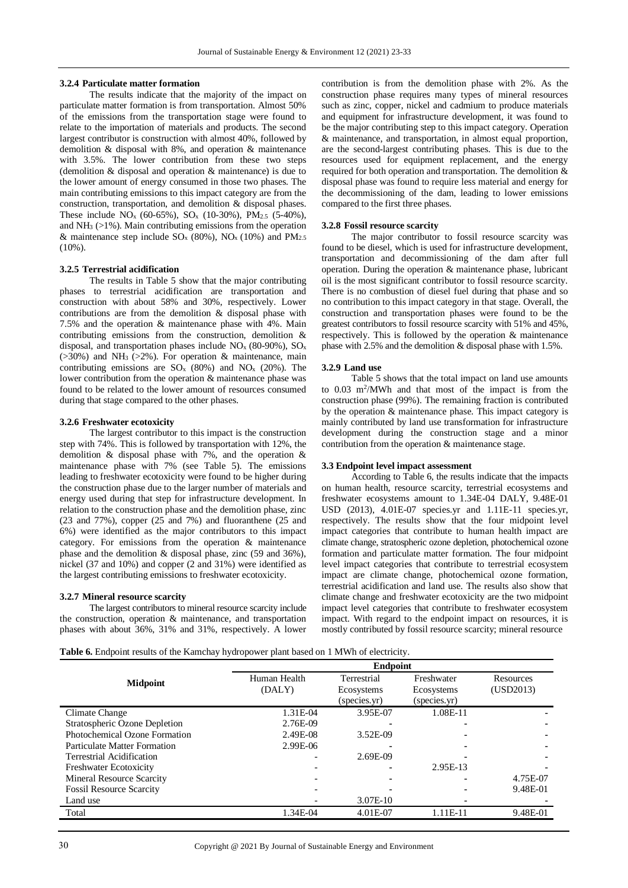#### 3.2.4 Particulate matter formation

The results indicate that the majority of the impact on particulate matter formation is from transportation. Almost 50% of the emissions from the transportation stage were found to relate to the importation of materials and products. The second largest contributor is construction with almost 40%, followed by demolition & disposal with 8%, and operation & maintenance with 3.5%. The lower contribution from these two steps (demolition & disposal and operation & maintenance) is due to the lower amount of energy consumed in those two phases. The main contributing emissions to this impact category are from the construction, transportation, and demolition & disposal phases. These include $NO_x$ (60-65%), $SO_x$ (10-30%), $PM_{2.5}$ (5-40%), and $NH_3$ (>1%). Main contributing emissions from the operation & maintenance step include $SO_x$ (80%), $NO_x$ (10%) and $PM_{2.5}$ (10%).

#### 3.2.5 Terrestrial acidification

The results in Table 5 show that the major contributing phases to terrestrial acidification are transportation and construction with about 58% and 30%, respectively. Lower contributions are from the demolition & disposal phase with 7.5% and the operation & maintenance phase with 4%. Main contributing emissions from the construction, demolition & disposal, and transportation phases include $NO_x$ (80-90%), $SO_x$ (>30%) and $NH_3$ (>2%). For operation & maintenance, main contributing emissions are $SO_x$ (80%) and $NO_x$ (20%). The lower contribution from the operation & maintenance phase was found to be related to the lower amount of resources consumed during that stage compared to the other phases.

#### 3.2.6 Freshwater ecotoxicity

The largest contributor to this impact is the construction step with 74%. This is followed by transportation with 12%, the demolition & disposal phase with 7%, and the operation & maintenance phase with 7% (see Table 5). The emissions leading to freshwater ecotoxicity were found to be higher during the construction phase due to the larger number of materials and energy used during that step for infrastructure development. In relation to the construction phase and the demolition phase, zinc (23 and 77%), copper (25 and 7%) and fluoranthene (25 and 6%) were identified as the major contributors to this impact category. For emissions from the operation & maintenance phase and the demolition & disposal phase, zinc (59 and 36%), nickel (37 and 10%) and copper (2 and 31%) were identified as the largest contributing emissions to freshwater ecotoxicity.

#### 3.2.7 Mineral resource scarcity

The largest contributors to mineral resource scarcity include the construction, operation & maintenance, and transportation phases with about 36%, 31% and 31%, respectively. A lower contribution is from the demolition phase with 2%. As the construction phase requires many types of mineral resources such as zinc, copper, nickel and cadmium to produce materials and equipment for infrastructure development, it was found to be the major contributing step to this impact category. Operation & maintenance, and transportation, in almost equal proportion, are the second-largest contributing phases. This is due to the resources used for equipment replacement, and the energy required for both operation and transportation. The demolition & disposal phase was found to require less material and energy for the decommissioning of the dam, leading to lower emissions compared to the first three phases.

#### 3.2.8 Fossil resource scarcity

The major contributor to fossil resource scarcity was found to be diesel, which is used for infrastructure development, transportation and decommissioning of the dam after full operation. During the operation & maintenance phase, lubricant oil is the most significant contributor to fossil resource scarcity. There is no combustion of diesel fuel during that phase and so no contribution to this impact category in that stage. Overall, the construction and transportation phases were found to be the greatest contributors to fossil resource scarcity with 51% and 45%, respectively. This is followed by the operation & maintenance phase with 2.5% and the demolition & disposal phase with 1.5%.

#### 3.2.9 Land use

Table 5 shows that the total impact on land use amounts to 0.03 $m^2$/MWh and that most of the impact is from the construction phase (99%). The remaining fraction is contributed by the operation & maintenance phase. This impact category is mainly contributed by land use transformation for infrastructure development during the construction stage and a minor contribution from the operation & maintenance stage.

### 3.3 Endpoint level impact assessment

According to Table 6, the results indicate that the impacts on human health, resource scarcity, terrestrial ecosystems and freshwater ecosystems amount to 1.34E-04 DALY, 9.48E-01 USD (2013), 4.01E-07 species.yr and 1.11E-11 species.yr, respectively. The results show that the four midpoint level impact categories that contribute to human health impact are climate change, stratospheric ozone depletion, photochemical ozone formation and particulate matter formation. The four midpoint level impact categories that contribute to terrestrial ecosystem impact are climate change, photochemical ozone formation, terrestrial acidification and land use. The results also show that climate change and freshwater ecotoxicity are the two midpoint impact level categories that contribute to freshwater ecosystem impact. With regard to the endpoint impact on resources, it is mostly contributed by fossil resource scarcity; mineral resource

**Table 6.** Endpoint results of the Kamchay hydropower plant based on 1 MWh of electricity.

| Midpoint | Endpoint | | | |
|---|---|---|---|---|
| | Human Health (DALY) | Terrestrial Ecosystems (species.yr) | Freshwater Ecosystems (species.yr) | Resources (USD2013) |
| Climate Change | 1.31E-04 | 3.95E-07 | 1.08E-11 | - |
| Stratospheric Ozone Depletion | 2.76E-09 | - | - | - |
| Photochemical Ozone Formation | 2.49E-08 | 3.52E-09 | - | - |
| Particulate Matter Formation | 2.99E-06 | - | - | - |
| Terrestrial Acidification | - | 2.69E-09 | - | - |
| Freshwater Ecotoxicity | - | - | 2.95E-13 | - |
| Mineral Resource Scarcity | - | - | - | 4.75E-07 |
| Fossil Resource Scarcity | - | - | - | 9.48E-01 |
| Land use | - | 3.07E-10 | - | - |
| Total | 1.34E-04 | 4.01E-07 | 1.11E-11 | 9.48E-01 |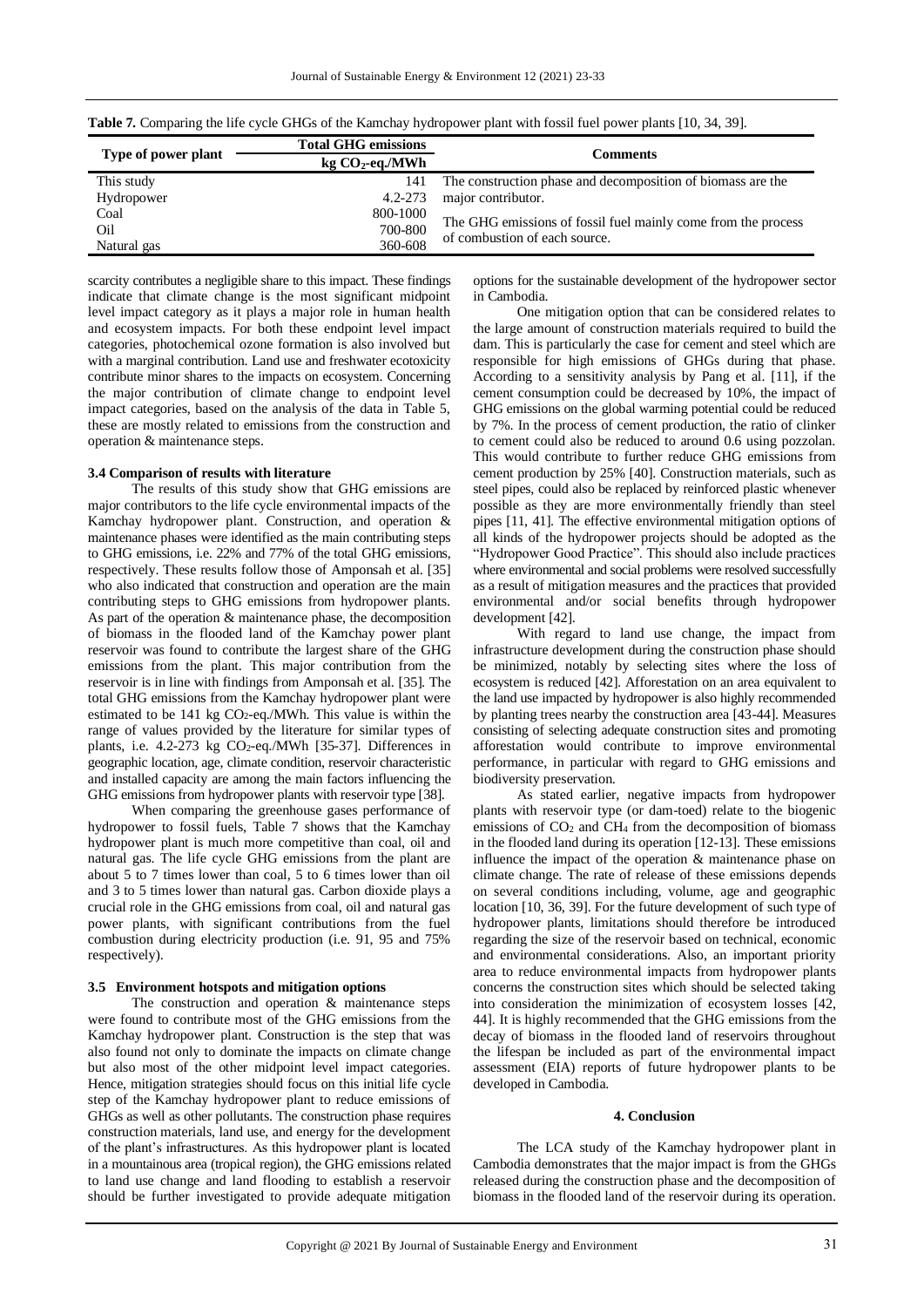**Table 7.** Comparing the life cycle GHGs of the Kamchay hydropower plant with fossil fuel power plants [10, 34, 39].

| Type of power plant | Total GHG emissions kg $CO_2$-eq./MWh | Comments |
|---|---|---|
| This study | 141 | The construction phase and decomposition of biomass are the major contributor. |
| Hydropower | 4.2-273 | |
| Coal | 800-1000 | The GHG emissions of fossil fuel mainly come from the process of combustion of each source. |
| Oil | 700-800 | |
| Natural gas | 360-608 | |

scarcity contributes a negligible share to this impact. These findings indicate that climate change is the most significant midpoint level impact category as it plays a major role in human health and ecosystem impacts. For both these endpoint level impact categories, photochemical ozone formation is also involved but with a marginal contribution. Land use and freshwater ecotoxicity contribute minor shares to the impacts on ecosystem. Concerning the major contribution of climate change to endpoint level impact categories, based on the analysis of the data in Table 5, these are mostly related to emissions from the construction and operation & maintenance steps.

### 3.4 Comparison of results with literature

The results of this study show that GHG emissions are major contributors to the life cycle environmental impacts of the Kamchay hydropower plant. Construction, and operation & maintenance phases were identified as the main contributing steps to GHG emissions, i.e. 22% and 77% of the total GHG emissions, respectively. These results follow those of Amponsah et al. [35] who also indicated that construction and operation are the main contributing steps to GHG emissions from hydropower plants. As part of the operation & maintenance phase, the decomposition of biomass in the flooded land of the Kamchay power plant reservoir was found to contribute the largest share of the GHG emissions from the plant. This major contribution from the reservoir is in line with findings from Amponsah et al. [35]. The total GHG emissions from the Kamchay hydropower plant were estimated to be 141 kg $CO_2$-eq./MWh. This value is within the range of values provided by the literature for similar types of plants, i.e. 4.2-273 kg $CO_2$-eq./MWh [35-37]. Differences in geographic location, age, climate condition, reservoir characteristic and installed capacity are among the main factors influencing the GHG emissions from hydropower plants with reservoir type [38].

When comparing the greenhouse gases performance of hydropower to fossil fuels, Table 7 shows that the Kamchay hydropower plant is much more competitive than coal, oil and natural gas. The life cycle GHG emissions from the plant are about 5 to 7 times lower than coal, 5 to 6 times lower than oil and 3 to 5 times lower than natural gas. Carbon dioxide plays a crucial role in the GHG emissions from coal, oil and natural gas power plants, with significant contributions from the fuel combustion during electricity production (i.e. 91, 95 and 75% respectively).

### 3.5 Environment hotspots and mitigation options

The construction and operation & maintenance steps were found to contribute most of the GHG emissions from the Kamchay hydropower plant. Construction is the step that was also found not only to dominate the impacts on climate change but also most of the other midpoint level impact categories. Hence, mitigation strategies should focus on this initial life cycle step of the Kamchay hydropower plant to reduce emissions of GHGs as well as other pollutants. The construction phase requires construction materials, land use, and energy for the development of the plant's infrastructures. As this hydropower plant is located in a mountainous area (tropical region), the GHG emissions related to land use change and land flooding to establish a reservoir should be further investigated to provide adequate mitigation options for the sustainable development of the hydropower sector in Cambodia.

One mitigation option that can be considered relates to the large amount of construction materials required to build the dam. This is particularly the case for cement and steel which are responsible for high emissions of GHGs during that phase. According to a sensitivity analysis by Pang et al. [11], if the cement consumption could be decreased by 10%, the impact of GHG emissions on the global warming potential could be reduced by 7%. In the process of cement production, the ratio of clinker to cement could also be reduced to around 0.6 using pozzolan. This would contribute to further reduce GHG emissions from cement production by 25% [40]. Construction materials, such as steel pipes, could also be replaced by reinforced plastic whenever possible as they are more environmentally friendly than steel pipes [11, 41]. The effective environmental mitigation options of all kinds of the hydropower projects should be adopted as the "Hydropower Good Practice". This should also include practices where environmental and social problems were resolved successfully as a result of mitigation measures and the practices that provided environmental and/or social benefits through hydropower development [42].

With regard to land use change, the impact from infrastructure development during the construction phase should be minimized, notably by selecting sites where the loss of ecosystem is reduced [42]. Afforestation on an area equivalent to the land use impacted by hydropower is also highly recommended by planting trees nearby the construction area [43-44]. Measures consisting of selecting adequate construction sites and promoting afforestation would contribute to improve environmental performance, in particular with regard to GHG emissions and biodiversity preservation.

As stated earlier, negative impacts from hydropower plants with reservoir type (or dam-toed) relate to the biogenic emissions of $CO_2$ and $CH_4$ from the decomposition of biomass in the flooded land during its operation [12-13]. These emissions influence the impact of the operation & maintenance phase on climate change. The rate of release of these emissions depends on several conditions including, volume, age and geographic location [10, 36, 39]. For the future development of such type of hydropower plants, limitations should therefore be introduced regarding the size of the reservoir based on technical, economic and environmental considerations. Also, an important priority area to reduce environmental impacts from hydropower plants concerns the construction sites which should be selected taking into consideration the minimization of ecosystem losses [42, 44]. It is highly recommended that the GHG emissions from the decay of biomass in the flooded land of reservoirs throughout the lifespan be included as part of the environmental impact assessment (EIA) reports of future hydropower plants to be developed in Cambodia.

## 4. Conclusion

The LCA study of the Kamchay hydropower plant in Cambodia demonstrates that the major impact is from the GHGs released during the construction phase and the decomposition of biomass in the flooded land of the reservoir during its operation.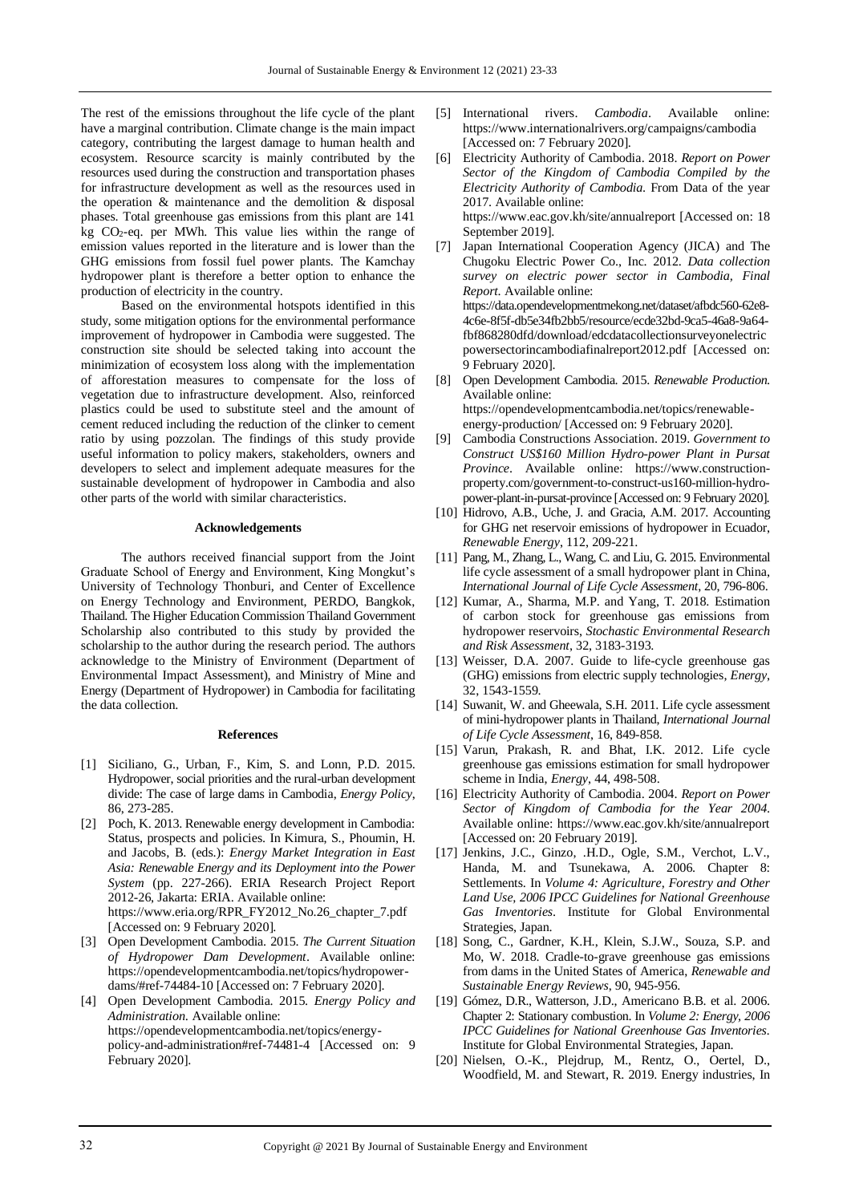The rest of the emissions throughout the life cycle of the plant have a marginal contribution. Climate change is the main impact category, contributing the largest damage to human health and ecosystem. Resource scarcity is mainly contributed by the resources used during the construction and transportation phases for infrastructure development as well as the resources used in the operation & maintenance and the demolition & disposal phases. Total greenhouse gas emissions from this plant are 141 kg $CO_2$-eq. per MWh. This value lies within the range of emission values reported in the literature and is lower than the GHG emissions from fossil fuel power plants. The Kamchay hydropower plant is therefore a better option to enhance the production of electricity in the country.

Based on the environmental hotspots identified in this study, some mitigation options for the environmental performance improvement of hydropower in Cambodia were suggested. The construction site should be selected taking into account the minimization of ecosystem loss along with the implementation of afforestation measures to compensate for the loss of vegetation due to infrastructure development. Also, reinforced plastics could be used to substitute steel and the amount of cement reduced including the reduction of the clinker to cement ratio by using pozzolan. The findings of this study provide useful information to policy makers, stakeholders, owners and developers to select and implement adequate measures for the sustainable development of hydropower in Cambodia and also other parts of the world with similar characteristics.

## Acknowledgements

The authors received financial support from the Joint Graduate School of Energy and Environment, King Mongkut's University of Technology Thonburi, and Center of Excellence on Energy Technology and Environment, PERDO, Bangkok, Thailand. The Higher Education Commission Thailand Government Scholarship also contributed to this study by provided the scholarship to the author during the research period. The authors acknowledge to the Ministry of Environment (Department of Environmental Impact Assessment), and Ministry of Mine and Energy (Department of Hydropower) in Cambodia for facilitating the data collection.

## References

[1] Siciliano, G., Urban, F., Kim, S. and Lonn, P.D. 2015. Hydropower, social priorities and the rural-urban development divide: The case of large dams in Cambodia, *Energy Policy*, 86, 273-285.

[2] Poch, K. 2013. Renewable energy development in Cambodia: Status, prospects and policies. In Kimura, S., Phoumin, H. and Jacobs, B. (eds.): *Energy Market Integration in East Asia: Renewable Energy and its Deployment into the Power System* (pp. 227-266). ERIA Research Project Report 2012-26, Jakarta: ERIA. Available online: https://www.eria.org/RPR_FY2012_No.26_chapter_7.pdf [Accessed on: 9 February 2020].

[3] Open Development Cambodia. 2015. *The Current Situation of Hydropower Dam Development*. Available online: https://opendevelopmentcambodia.net/topics/hydropower-dams/#ref-74484-10 [Accessed on: 7 February 2020].

[4] Open Development Cambodia. 2015. *Energy Policy and Administration*. Available online: https://opendevelopmentcambodia.net/topics/energy-policy-and-administration#ref-74481-4 [Accessed on: 9 February 2020].

[5] International rivers. *Cambodia*. Available online: https://www.internationalrivers.org/campaigns/cambodia [Accessed on: 7 February 2020].

[6] Electricity Authority of Cambodia. 2018. *Report on Power Sector of the Kingdom of Cambodia Compiled by the Electricity Authority of Cambodia*. From Data of the year 2017. Available online: https://www.eac.gov.kh/site/annualreport [Accessed on: 18 September 2019].

[7] Japan International Cooperation Agency (JICA) and The Chugoku Electric Power Co., Inc. 2012. *Data collection survey on electric power sector in Cambodia, Final Report*. Available online: https://data.opendevelopmentmekong.net/dataset/afbdc560-62e8-4c6e-8f5f-db5e34fb2bb5/resource/ecde32bd-9ca5-46a8-9a64-fbf868280dfd/download/edcdatacollectionsurveyonelectricpowersectorincambodiafinalreport2012.pdf [Accessed on: 9 February 2020].

[8] Open Development Cambodia. 2015. *Renewable Production*. Available online: https://opendevelopmentcambodia.net/topics/renewable-energy-production/ [Accessed on: 9 February 2020].

[9] Cambodia Constructions Association. 2019. *Government to Construct US$160 Million Hydro-power Plant in Pursat Province*. Available online: https://www.construction-property.com/government-to-construct-us160-million-hydro-power-plant-in-pursat-province [Accessed on: 9 February 2020].

[10] Hidrovo, A.B., Uche, J. and Gracia, A.M. 2017. Accounting for GHG net reservoir emissions of hydropower in Ecuador, *Renewable Energy*, 112, 209-221.

[11] Pang, M., Zhang, L., Wang, C. and Liu, G. 2015. Environmental life cycle assessment of a small hydropower plant in China, *International Journal of Life Cycle Assessment*, 20, 796-806.

[12] Kumar, A., Sharma, M.P. and Yang, T. 2018. Estimation of carbon stock for greenhouse gas emissions from hydropower reservoirs, *Stochastic Environmental Research and Risk Assessment*, 32, 3183-3193.

[13] Weisser, D.A. 2007. Guide to life-cycle greenhouse gas (GHG) emissions from electric supply technologies, *Energy*, 32, 1543-1559.

[14] Suwanit, W. and Gheewala, S.H. 2011. Life cycle assessment of mini-hydropower plants in Thailand, *International Journal of Life Cycle Assessment*, 16, 849-858.

[15] Varun, Prakash, R. and Bhat, I.K. 2012. Life cycle greenhouse gas emissions estimation for small hydropower scheme in India, *Energy*, 44, 498-508.

[16] Electricity Authority of Cambodia. 2004. *Report on Power Sector of Kingdom of Cambodia for the Year 2004*. Available online: https://www.eac.gov.kh/site/annualreport [Accessed on: 20 February 2019].

[17] Jenkins, J.C., Ginzo, .H.D., Ogle, S.M., Verchot, L.V., Handa, M. and Tsunekawa, A. 2006. Chapter 8: Settlements. In *Volume 4: Agriculture, Forestry and Other Land Use, 2006 IPCC Guidelines for National Greenhouse Gas Inventories*. Institute for Global Environmental Strategies, Japan.

[18] Song, C., Gardner, K.H., Klein, S.J.W., Souza, S.P. and Mo, W. 2018. Cradle-to-grave greenhouse gas emissions from dams in the United States of America, *Renewable and Sustainable Energy Reviews*, 90, 945-956.

[19] Gómez, D.R., Watterson, J.D., Americano B.B. et al. 2006. Chapter 2: Stationary combustion. In *Volume 2: Energy, 2006 IPCC Guidelines for National Greenhouse Gas Inventories*. Institute for Global Environmental Strategies, Japan.

[20] Nielsen, O.-K., Plejdrup, M., Rentz, O., Oertel, D., Woodfield, M. and Stewart, R. 2019. Energy industries, In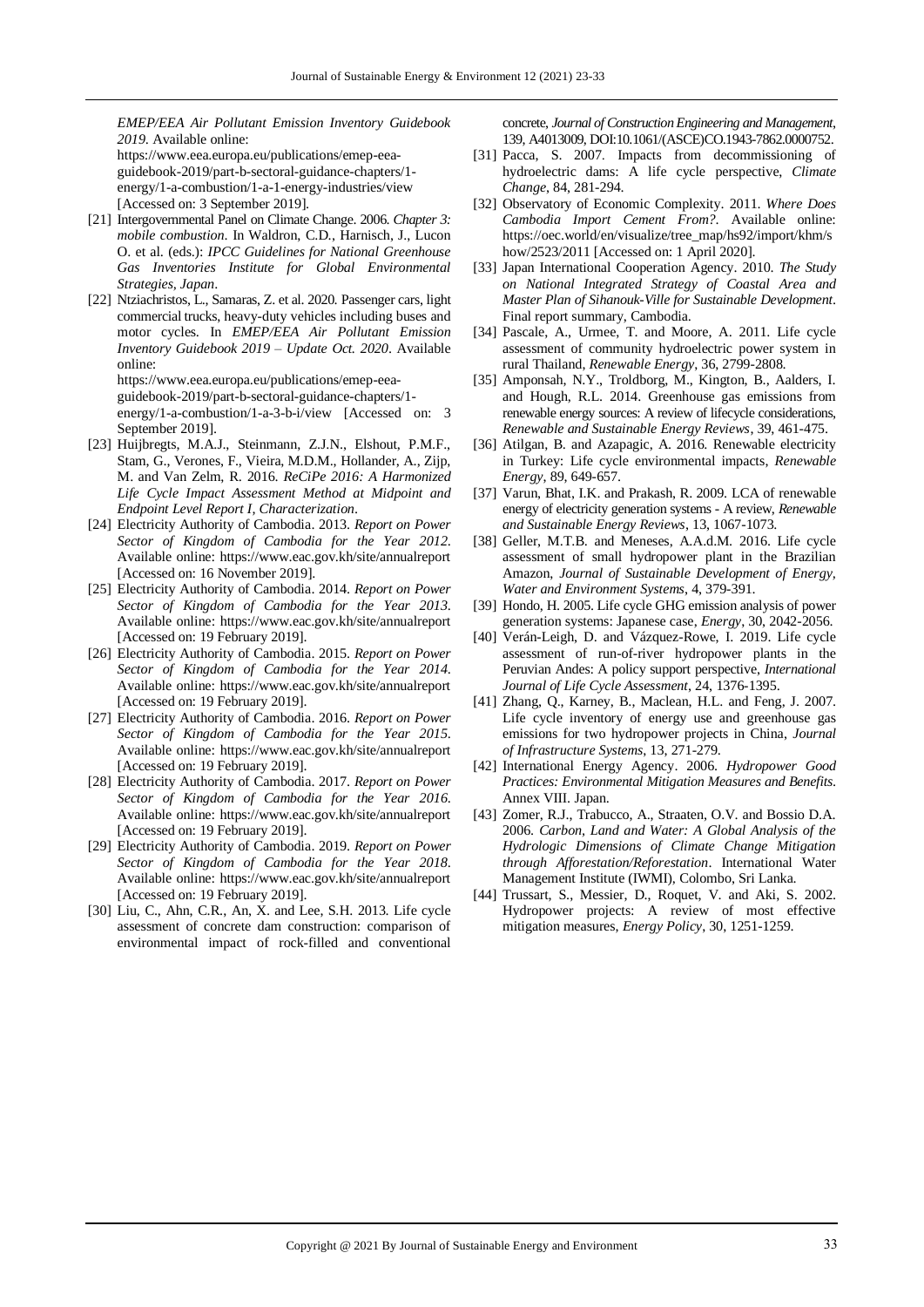*EMEP/EEA Air Pollutant Emission Inventory Guidebook 2019*. Available online: https://www.eea.europa.eu/publications/emep-eea-guidebook-2019/part-b-sectoral-guidance-chapters/1-energy/1-a-combustion/1-a-1-energy-industries/view [Accessed on: 3 September 2019].

[21] Intergovernmental Panel on Climate Change. 2006. *Chapter 3: mobile combustion*. In Waldron, C.D., Harnisch, J., Lucon O. et al. (eds.): *IPCC Guidelines for National Greenhouse Gas Inventories Institute for Global Environmental Strategies, Japan*.

[22] Ntziachristos, L., Samaras, Z. et al. 2020. Passenger cars, light commercial trucks, heavy-duty vehicles including buses and motor cycles. In *EMEP/EEA Air Pollutant Emission Inventory Guidebook 2019 – Update Oct. 2020*. Available online: https://www.eea.europa.eu/publications/emep-eea-guidebook-2019/part-b-sectoral-guidance-chapters/1-energy/1-a-combustion/1-a-3-b-i/view [Accessed on: 3 September 2019].

[23] Huijbregts, M.A.J., Steinmann, Z.J.N., Elshout, P.M.F., Stam, G., Verones, F., Vieira, M.D.M., Hollander, A., Zijp, M. and Van Zelm, R. 2016. *ReCiPe 2016: A Harmonized Life Cycle Impact Assessment Method at Midpoint and Endpoint Level Report I, Characterization*.

[24] Electricity Authority of Cambodia. 2013. *Report on Power Sector of Kingdom of Cambodia for the Year 2012*. Available online: https://www.eac.gov.kh/site/annualreport [Accessed on: 16 November 2019].

[25] Electricity Authority of Cambodia. 2014. *Report on Power Sector of Kingdom of Cambodia for the Year 2013*. Available online: https://www.eac.gov.kh/site/annualreport [Accessed on: 19 February 2019].

[26] Electricity Authority of Cambodia. 2015. *Report on Power Sector of Kingdom of Cambodia for the Year 2014*. Available online: https://www.eac.gov.kh/site/annualreport [Accessed on: 19 February 2019].

[27] Electricity Authority of Cambodia. 2016. *Report on Power Sector of Kingdom of Cambodia for the Year 2015*. Available online: https://www.eac.gov.kh/site/annualreport [Accessed on: 19 February 2019].

[28] Electricity Authority of Cambodia. 2017. *Report on Power Sector of Kingdom of Cambodia for the Year 2016*. Available online: https://www.eac.gov.kh/site/annualreport [Accessed on: 19 February 2019].

[29] Electricity Authority of Cambodia. 2019. *Report on Power Sector of Kingdom of Cambodia for the Year 2018*. Available online: https://www.eac.gov.kh/site/annualreport [Accessed on: 19 February 2019].

[30] Liu, C., Ahn, C.R., An, X. and Lee, S.H. 2013. Life cycle assessment of concrete dam construction: comparison of environmental impact of rock-filled and conventional concrete, *Journal of Construction Engineering and Management*, 139, A4013009, DOI:10.1061/(ASCE)CO.1943-7862.0000752.

[31] Pacca, S. 2007. Impacts from decommissioning of hydroelectric dams: A life cycle perspective, *Climate Change*, 84, 281-294.

[32] Observatory of Economic Complexity. 2011. *Where Does Cambodia Import Cement From?*. Available online: https://oec.world/en/visualize/tree_map/hs92/import/khm/show/2523/2011 [Accessed on: 1 April 2020].

[33] Japan International Cooperation Agency. 2010. *The Study on National Integrated Strategy of Coastal Area and Master Plan of Sihanouk-Ville for Sustainable Development*. Final report summary, Cambodia.

[34] Pascale, A., Urmee, T. and Moore, A. 2011. Life cycle assessment of community hydroelectric power system in rural Thailand, *Renewable Energy*, 36, 2799-2808.

[35] Amponsah, N.Y., Troldborg, M., Kington, B., Aalders, I. and Hough, R.L. 2014. Greenhouse gas emissions from renewable energy sources: A review of lifecycle considerations, *Renewable and Sustainable Energy Reviews*, 39, 461-475.

[36] Atilgan, B. and Azapagic, A. 2016. Renewable electricity in Turkey: Life cycle environmental impacts, *Renewable Energy*, 89, 649-657.

[37] Varun, Bhat, I.K. and Prakash, R. 2009. LCA of renewable energy of electricity generation systems - A review, *Renewable and Sustainable Energy Reviews*, 13, 1067-1073.

[38] Geller, M.T.B. and Meneses, A.A.d.M. 2016. Life cycle assessment of small hydropower plant in the Brazilian Amazon, *Journal of Sustainable Development of Energy, Water and Environment Systems*, 4, 379-391.

[39] Hondo, H. 2005. Life cycle GHG emission analysis of power generation systems: Japanese case, *Energy*, 30, 2042-2056.

[40] Verán-Leigh, D. and Vázquez-Rowe, I. 2019. Life cycle assessment of run-of-river hydropower plants in the Peruvian Andes: A policy support perspective, *International Journal of Life Cycle Assessment*, 24, 1376-1395.

[41] Zhang, Q., Karney, B., Maclean, H.L. and Feng, J. 2007. Life cycle inventory of energy use and greenhouse gas emissions for two hydropower projects in China, *Journal of Infrastructure Systems*, 13, 271-279.

[42] International Energy Agency. 2006. *Hydropower Good Practices: Environmental Mitigation Measures and Benefits*. Annex VIII. Japan.

[43] Zomer, R.J., Trabucco, A., Straaten, O.V. and Bossio D.A. 2006. *Carbon, Land and Water: A Global Analysis of the Hydrologic Dimensions of Climate Change Mitigation through Afforestation/Reforestation*. International Water Management Institute (IWMI), Colombo, Sri Lanka.

[44] Trussart, S., Messier, D., Roquet, V. and Aki, S. 2002. Hydropower projects: A review of most effective mitigation measures, *Energy Policy*, 30, 1251-1259.